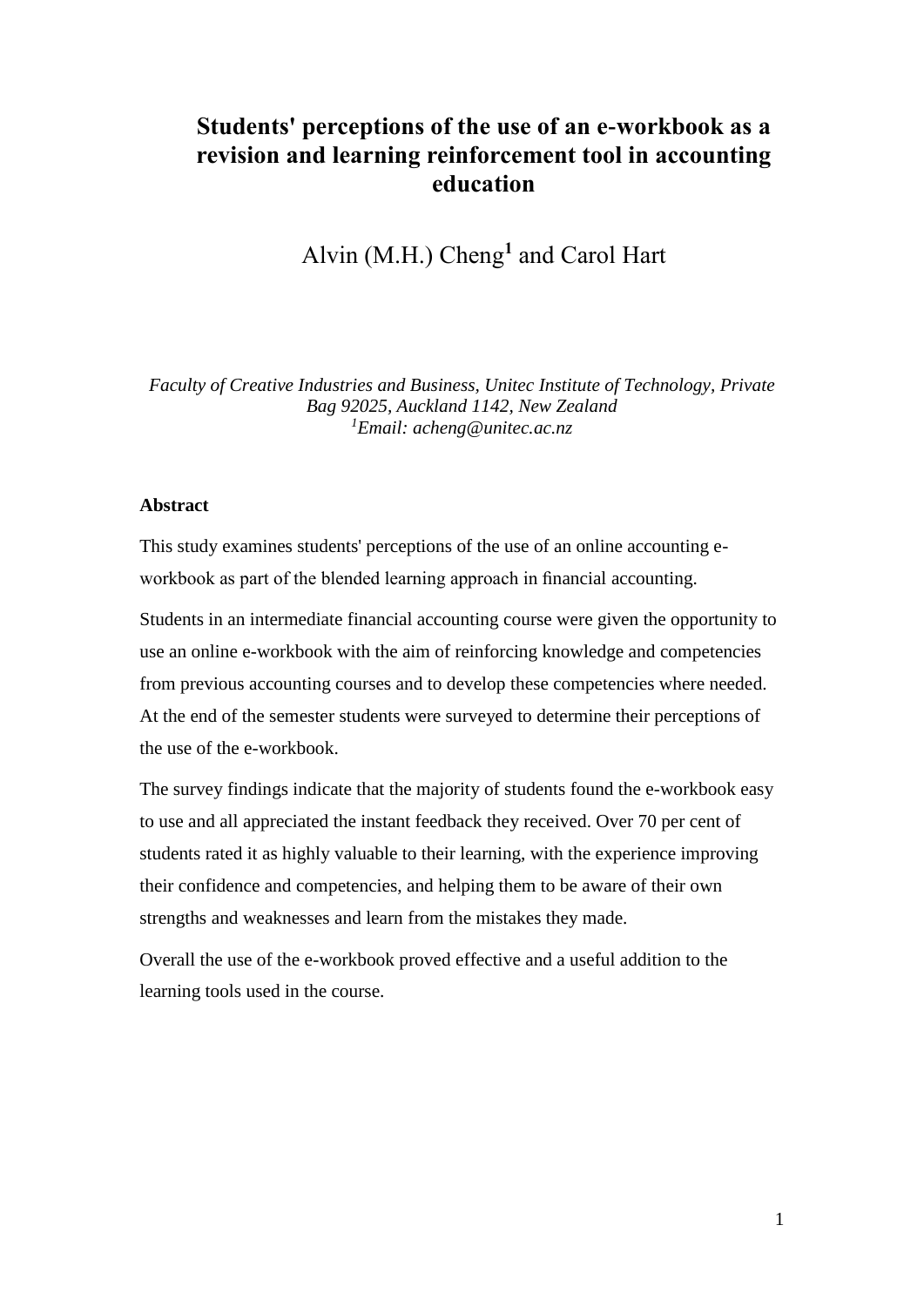# Students' perceptions of the use of an e-workbook as a revision and learning reinforcement tool in accounting education

Alvin (M.H.) Cheng[1] and Carol Hart

*Faculty of Creative Industries and Business, Unitec Institute of Technology, Private Bag 92025, Auckland 1142, New Zealand*
*[1]Email: acheng@unitec.ac.nz*

**Abstract**

This study examines students' perceptions of the use of an online accounting e-workbook as part of the blended learning approach in financial accounting.

Students in an intermediate financial accounting course were given the opportunity to use an online e-workbook with the aim of reinforcing knowledge and competencies from previous accounting courses and to develop these competencies where needed. At the end of the semester students were surveyed to determine their perceptions of the use of the e-workbook.

The survey findings indicate that the majority of students found the e-workbook easy to use and all appreciated the instant feedback they received. Over 70 per cent of students rated it as highly valuable to their learning, with the experience improving their confidence and competencies, and helping them to be aware of their own strengths and weaknesses and learn from the mistakes they made.

Overall the use of the e-workbook proved effective and a useful addition to the learning tools used in the course.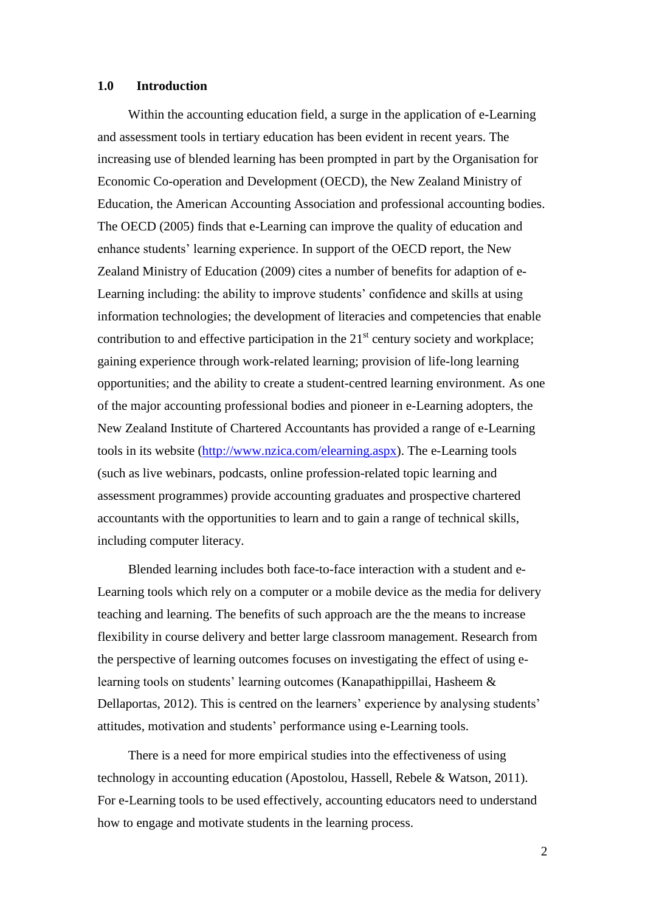## 1.0 Introduction

Within the accounting education field, a surge in the application of e-Learning and assessment tools in tertiary education has been evident in recent years. The increasing use of blended learning has been prompted in part by the Organisation for Economic Co-operation and Development (OECD), the New Zealand Ministry of Education, the American Accounting Association and professional accounting bodies. The OECD (2005) finds that e-Learning can improve the quality of education and enhance students' learning experience. In support of the OECD report, the New Zealand Ministry of Education (2009) cites a number of benefits for adaption of e-Learning including: the ability to improve students' confidence and skills at using information technologies; the development of literacies and competencies that enable contribution to and effective participation in the 21st century society and workplace; gaining experience through work-related learning; provision of life-long learning opportunities; and the ability to create a student-centred learning environment. As one of the major accounting professional bodies and pioneer in e-Learning adopters, the New Zealand Institute of Chartered Accountants has provided a range of e-Learning tools in its website (http://www.nzica.com/elearning.aspx). The e-Learning tools (such as live webinars, podcasts, online profession-related topic learning and assessment programmes) provide accounting graduates and prospective chartered accountants with the opportunities to learn and to gain a range of technical skills, including computer literacy.

Blended learning includes both face-to-face interaction with a student and e-Learning tools which rely on a computer or a mobile device as the media for delivery teaching and learning. The benefits of such approach are the the means to increase flexibility in course delivery and better large classroom management. Research from the perspective of learning outcomes focuses on investigating the effect of using e-learning tools on students' learning outcomes (Kanapathippillai, Hasheem & Dellaportas, 2012). This is centred on the learners' experience by analysing students' attitudes, motivation and students' performance using e-Learning tools.

There is a need for more empirical studies into the effectiveness of using technology in accounting education (Apostolou, Hassell, Rebele & Watson, 2011). For e-Learning tools to be used effectively, accounting educators need to understand how to engage and motivate students in the learning process.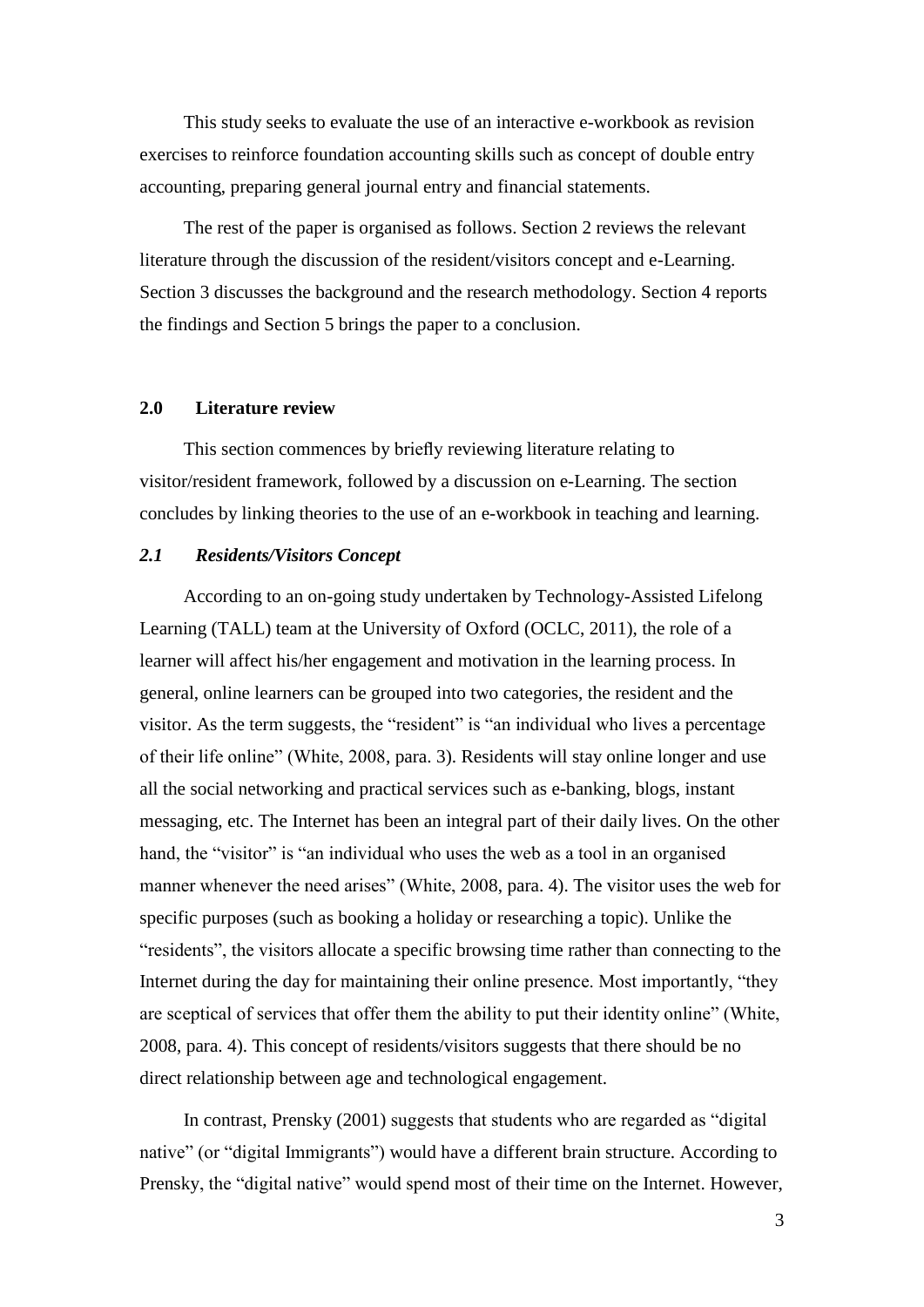This study seeks to evaluate the use of an interactive e-workbook as revision exercises to reinforce foundation accounting skills such as concept of double entry accounting, preparing general journal entry and financial statements.

The rest of the paper is organised as follows. Section 2 reviews the relevant literature through the discussion of the resident/visitors concept and e-Learning. Section 3 discusses the background and the research methodology. Section 4 reports the findings and Section 5 brings the paper to a conclusion.

## 2.0 Literature review

This section commences by briefly reviewing literature relating to visitor/resident framework, followed by a discussion on e-Learning. The section concludes by linking theories to the use of an e-workbook in teaching and learning.

### *2.1 Residents/Visitors Concept*

According to an on-going study undertaken by Technology-Assisted Lifelong Learning (TALL) team at the University of Oxford (OCLC, 2011), the role of a learner will affect his/her engagement and motivation in the learning process. In general, online learners can be grouped into two categories, the resident and the visitor. As the term suggests, the "resident" is "an individual who lives a percentage of their life online" (White, 2008, para. 3). Residents will stay online longer and use all the social networking and practical services such as e-banking, blogs, instant messaging, etc. The Internet has been an integral part of their daily lives. On the other hand, the "visitor" is "an individual who uses the web as a tool in an organised manner whenever the need arises" (White, 2008, para. 4). The visitor uses the web for specific purposes (such as booking a holiday or researching a topic). Unlike the "residents", the visitors allocate a specific browsing time rather than connecting to the Internet during the day for maintaining their online presence. Most importantly, "they are sceptical of services that offer them the ability to put their identity online" (White, 2008, para. 4). This concept of residents/visitors suggests that there should be no direct relationship between age and technological engagement.

In contrast, Prensky (2001) suggests that students who are regarded as "digital native" (or "digital Immigrants") would have a different brain structure. According to Prensky, the "digital native" would spend most of their time on the Internet. However,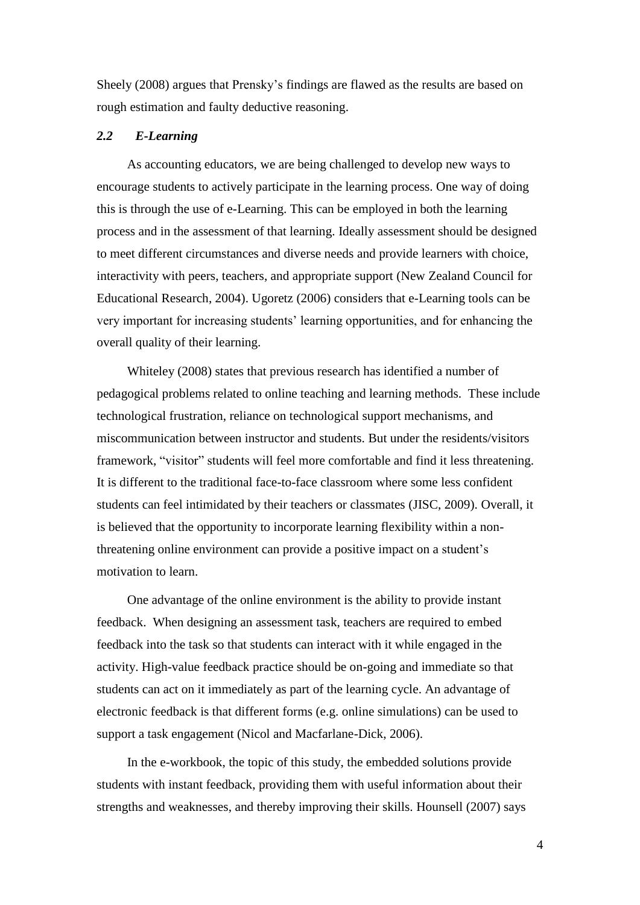Sheely (2008) argues that Prensky's findings are flawed as the results are based on rough estimation and faulty deductive reasoning.

### *2.2 E-Learning*

As accounting educators, we are being challenged to develop new ways to encourage students to actively participate in the learning process. One way of doing this is through the use of e-Learning. This can be employed in both the learning process and in the assessment of that learning. Ideally assessment should be designed to meet different circumstances and diverse needs and provide learners with choice, interactivity with peers, teachers, and appropriate support (New Zealand Council for Educational Research, 2004). Ugoretz (2006) considers that e-Learning tools can be very important for increasing students' learning opportunities, and for enhancing the overall quality of their learning.

Whiteley (2008) states that previous research has identified a number of pedagogical problems related to online teaching and learning methods. These include technological frustration, reliance on technological support mechanisms, and miscommunication between instructor and students. But under the residents/visitors framework, "visitor" students will feel more comfortable and find it less threatening. It is different to the traditional face-to-face classroom where some less confident students can feel intimidated by their teachers or classmates (JISC, 2009). Overall, it is believed that the opportunity to incorporate learning flexibility within a non-threatening online environment can provide a positive impact on a student's motivation to learn.

One advantage of the online environment is the ability to provide instant feedback. When designing an assessment task, teachers are required to embed feedback into the task so that students can interact with it while engaged in the activity. High-value feedback practice should be on-going and immediate so that students can act on it immediately as part of the learning cycle. An advantage of electronic feedback is that different forms (e.g. online simulations) can be used to support a task engagement (Nicol and Macfarlane-Dick, 2006).

In the e-workbook, the topic of this study, the embedded solutions provide students with instant feedback, providing them with useful information about their strengths and weaknesses, and thereby improving their skills. Hounsell (2007) says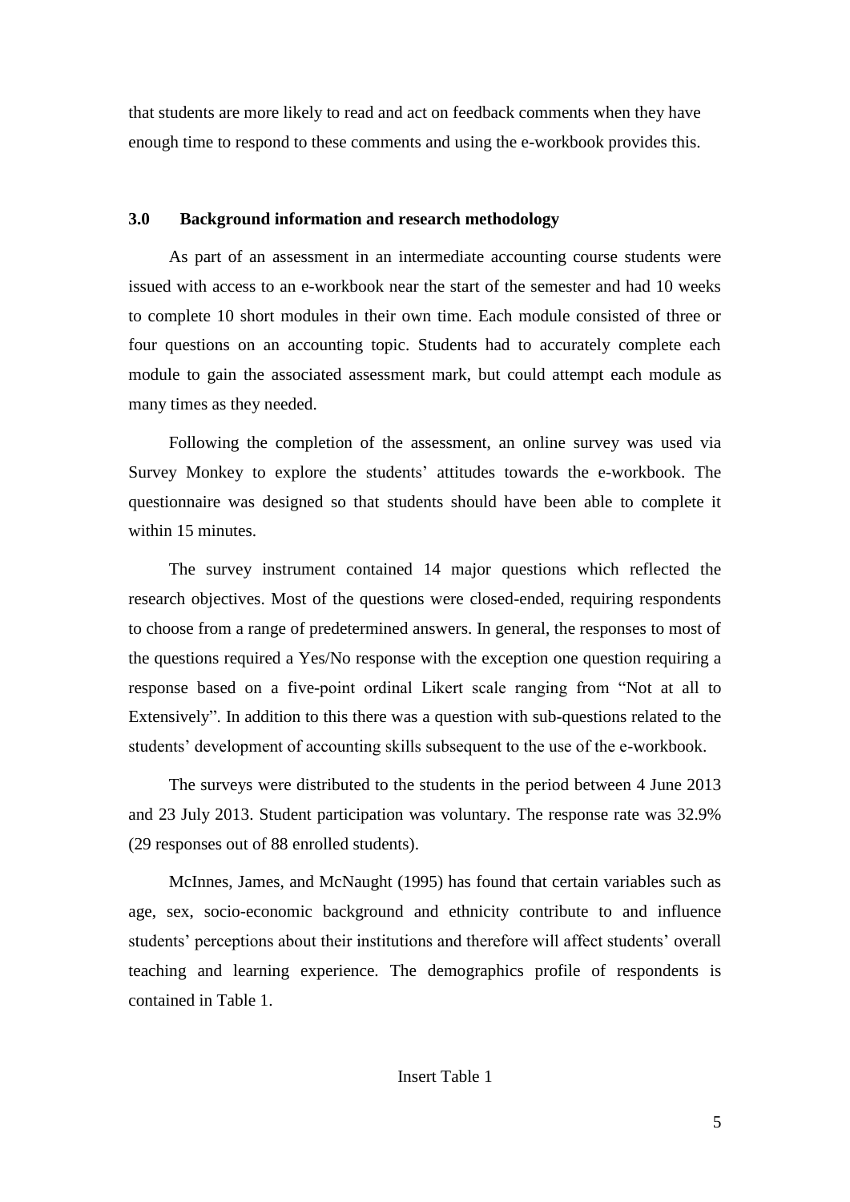that students are more likely to read and act on feedback comments when they have enough time to respond to these comments and using the e-workbook provides this.

## 3.0 Background information and research methodology

As part of an assessment in an intermediate accounting course students were issued with access to an e-workbook near the start of the semester and had 10 weeks to complete 10 short modules in their own time. Each module consisted of three or four questions on an accounting topic. Students had to accurately complete each module to gain the associated assessment mark, but could attempt each module as many times as they needed.

Following the completion of the assessment, an online survey was used via Survey Monkey to explore the students' attitudes towards the e-workbook. The questionnaire was designed so that students should have been able to complete it within 15 minutes.

The survey instrument contained 14 major questions which reflected the research objectives. Most of the questions were closed-ended, requiring respondents to choose from a range of predetermined answers. In general, the responses to most of the questions required a Yes/No response with the exception one question requiring a response based on a five-point ordinal Likert scale ranging from "Not at all to Extensively". In addition to this there was a question with sub-questions related to the students' development of accounting skills subsequent to the use of the e-workbook.

The surveys were distributed to the students in the period between 4 June 2013 and 23 July 2013. Student participation was voluntary. The response rate was 32.9% (29 responses out of 88 enrolled students).

McInnes, James, and McNaught (1995) has found that certain variables such as age, sex, socio-economic background and ethnicity contribute to and influence students' perceptions about their institutions and therefore will affect students' overall teaching and learning experience. The demographics profile of respondents is contained in Table 1.

Insert Table 1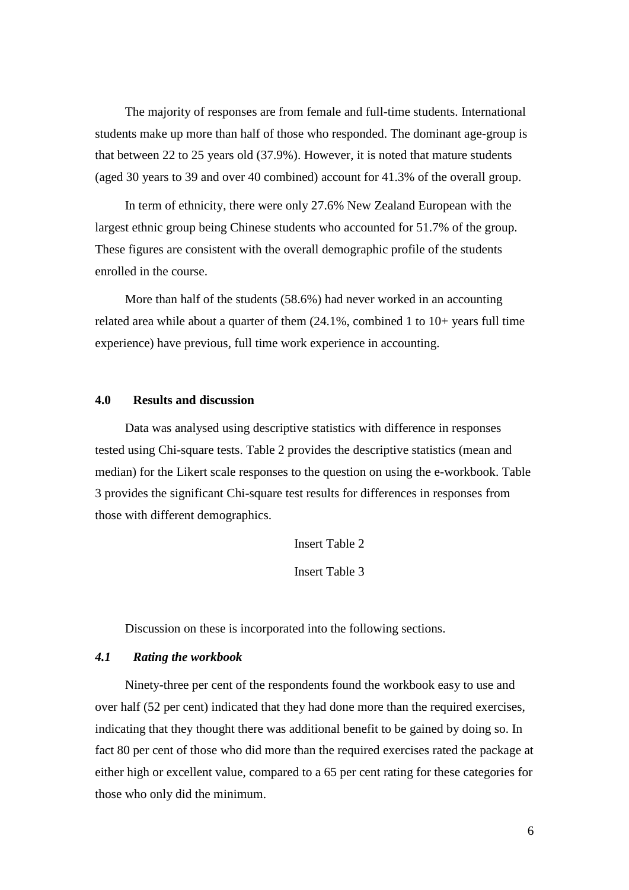The majority of responses are from female and full-time students. International students make up more than half of those who responded. The dominant age-group is that between 22 to 25 years old (37.9%). However, it is noted that mature students (aged 30 years to 39 and over 40 combined) account for 41.3% of the overall group.

In term of ethnicity, there were only 27.6% New Zealand European with the largest ethnic group being Chinese students who accounted for 51.7% of the group. These figures are consistent with the overall demographic profile of the students enrolled in the course.

More than half of the students (58.6%) had never worked in an accounting related area while about a quarter of them (24.1%, combined 1 to 10+ years full time experience) have previous, full time work experience in accounting.

## 4.0 Results and discussion

Data was analysed using descriptive statistics with difference in responses tested using Chi-square tests. Table 2 provides the descriptive statistics (mean and median) for the Likert scale responses to the question on using the e-workbook. Table 3 provides the significant Chi-square test results for differences in responses from those with different demographics.

Insert Table 2

Insert Table 3

Discussion on these is incorporated into the following sections.

### *4.1 Rating the workbook*

Ninety-three per cent of the respondents found the workbook easy to use and over half (52 per cent) indicated that they had done more than the required exercises, indicating that they thought there was additional benefit to be gained by doing so. In fact 80 per cent of those who did more than the required exercises rated the package at either high or excellent value, compared to a 65 per cent rating for these categories for those who only did the minimum.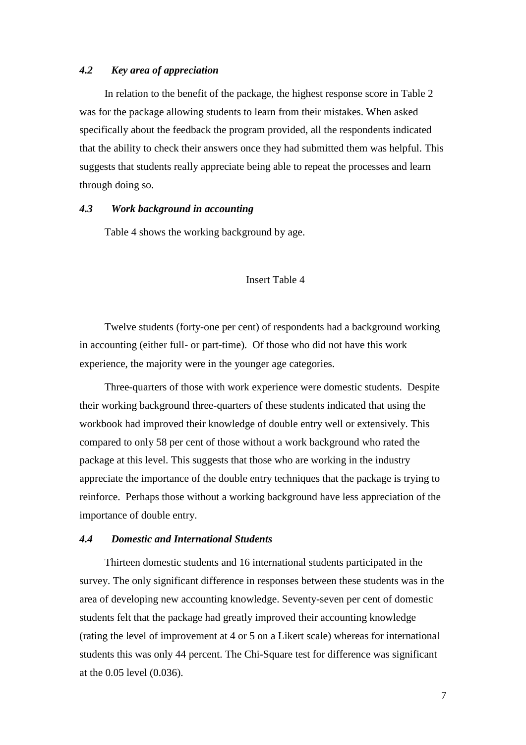### *4.2 Key area of appreciation*

In relation to the benefit of the package, the highest response score in Table 2 was for the package allowing students to learn from their mistakes. When asked specifically about the feedback the program provided, all the respondents indicated that the ability to check their answers once they had submitted them was helpful. This suggests that students really appreciate being able to repeat the processes and learn through doing so.

### *4.3 Work background in accounting*

Table 4 shows the working background by age.

Insert Table 4

Twelve students (forty-one per cent) of respondents had a background working in accounting (either full- or part-time). Of those who did not have this work experience, the majority were in the younger age categories.

Three-quarters of those with work experience were domestic students. Despite their working background three-quarters of these students indicated that using the workbook had improved their knowledge of double entry well or extensively. This compared to only 58 per cent of those without a work background who rated the package at this level. This suggests that those who are working in the industry appreciate the importance of the double entry techniques that the package is trying to reinforce. Perhaps those without a working background have less appreciation of the importance of double entry.

### *4.4 Domestic and International Students*

Thirteen domestic students and 16 international students participated in the survey. The only significant difference in responses between these students was in the area of developing new accounting knowledge. Seventy-seven per cent of domestic students felt that the package had greatly improved their accounting knowledge (rating the level of improvement at 4 or 5 on a Likert scale) whereas for international students this was only 44 percent. The Chi-Square test for difference was significant at the 0.05 level (0.036).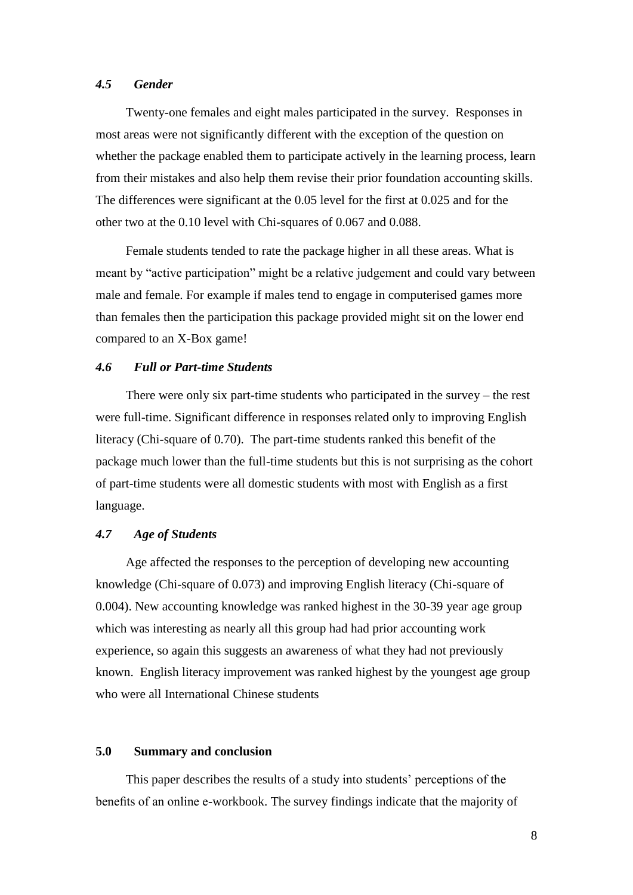### *4.5 Gender*

Twenty-one females and eight males participated in the survey. Responses in most areas were not significantly different with the exception of the question on whether the package enabled them to participate actively in the learning process, learn from their mistakes and also help them revise their prior foundation accounting skills. The differences were significant at the 0.05 level for the first at 0.025 and for the other two at the 0.10 level with Chi-squares of 0.067 and 0.088.

Female students tended to rate the package higher in all these areas. What is meant by "active participation" might be a relative judgement and could vary between male and female. For example if males tend to engage in computerised games more than females then the participation this package provided might sit on the lower end compared to an X-Box game!

### *4.6 Full or Part-time Students*

There were only six part-time students who participated in the survey – the rest were full-time. Significant difference in responses related only to improving English literacy (Chi-square of 0.70). The part-time students ranked this benefit of the package much lower than the full-time students but this is not surprising as the cohort of part-time students were all domestic students with most with English as a first language.

### *4.7 Age of Students*

Age affected the responses to the perception of developing new accounting knowledge (Chi-square of 0.073) and improving English literacy (Chi-square of 0.004). New accounting knowledge was ranked highest in the 30-39 year age group which was interesting as nearly all this group had had prior accounting work experience, so again this suggests an awareness of what they had not previously known. English literacy improvement was ranked highest by the youngest age group who were all International Chinese students

## 5.0 Summary and conclusion

This paper describes the results of a study into students' perceptions of the benefits of an online e-workbook. The survey findings indicate that the majority of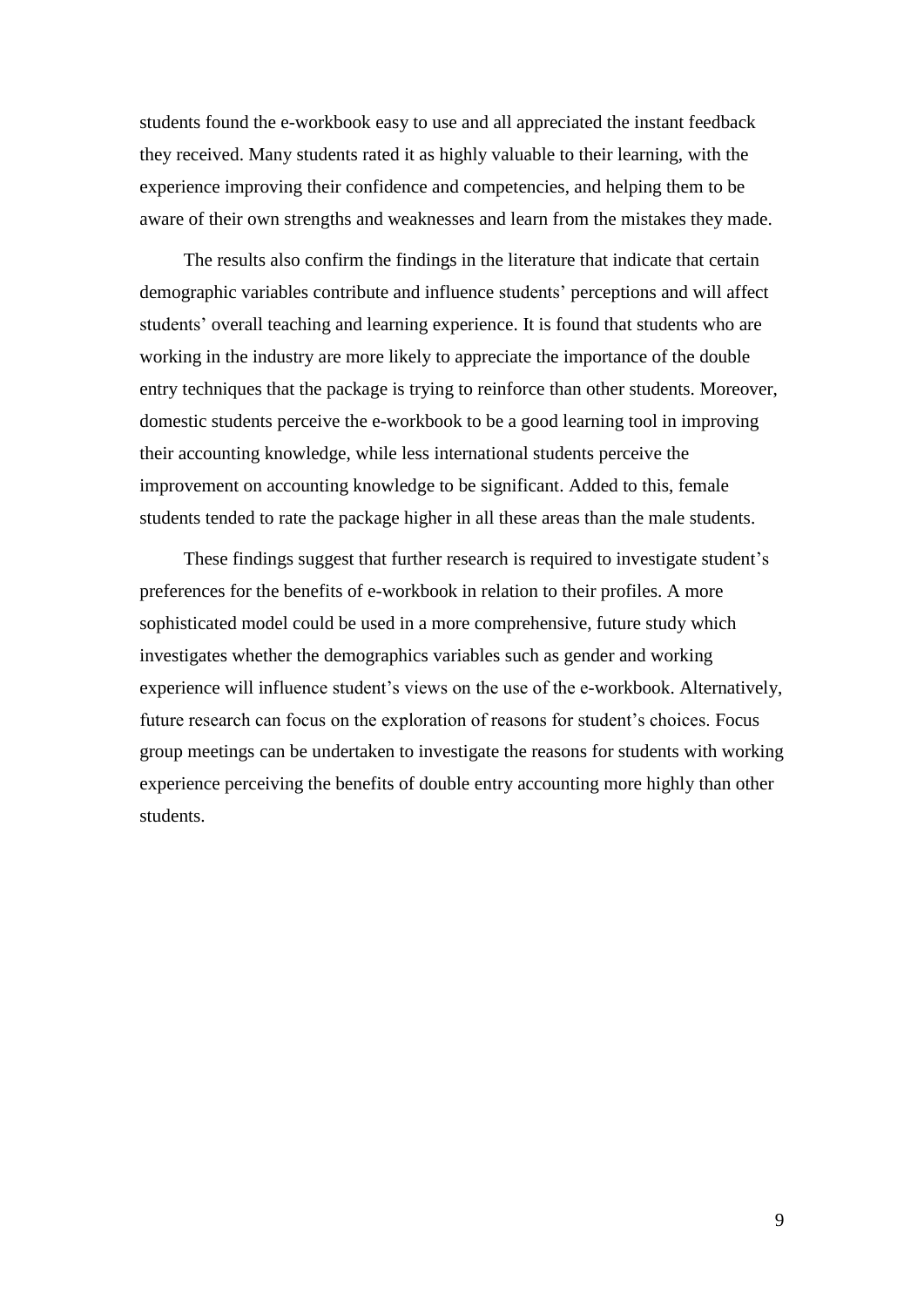students found the e-workbook easy to use and all appreciated the instant feedback they received. Many students rated it as highly valuable to their learning, with the experience improving their confidence and competencies, and helping them to be aware of their own strengths and weaknesses and learn from the mistakes they made.

The results also confirm the findings in the literature that indicate that certain demographic variables contribute and influence students' perceptions and will affect students' overall teaching and learning experience. It is found that students who are working in the industry are more likely to appreciate the importance of the double entry techniques that the package is trying to reinforce than other students. Moreover, domestic students perceive the e-workbook to be a good learning tool in improving their accounting knowledge, while less international students perceive the improvement on accounting knowledge to be significant. Added to this, female students tended to rate the package higher in all these areas than the male students.

These findings suggest that further research is required to investigate student's preferences for the benefits of e-workbook in relation to their profiles. A more sophisticated model could be used in a more comprehensive, future study which investigates whether the demographics variables such as gender and working experience will influence student's views on the use of the e-workbook. Alternatively, future research can focus on the exploration of reasons for student's choices. Focus group meetings can be undertaken to investigate the reasons for students with working experience perceiving the benefits of double entry accounting more highly than other students.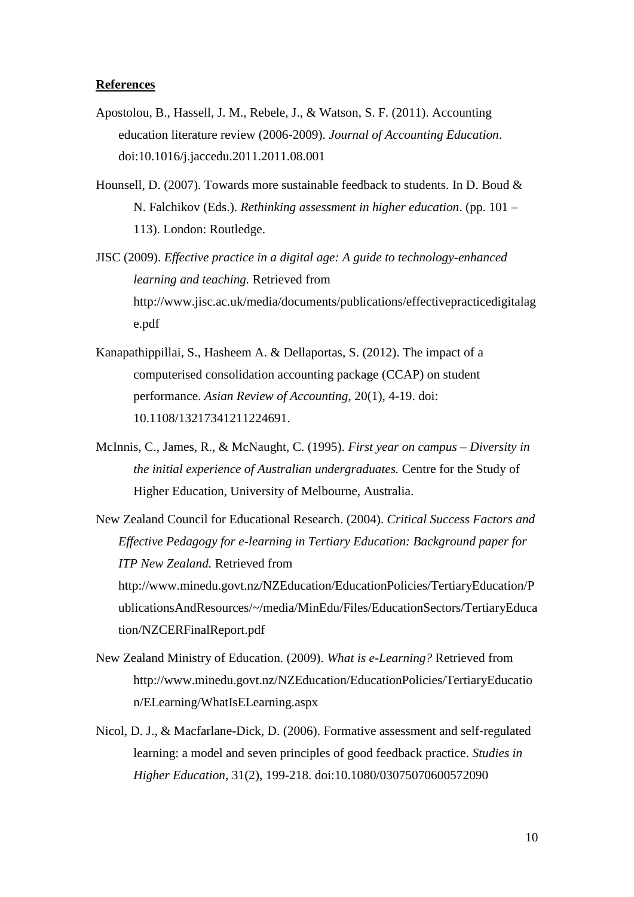**References**

Apostolou, B., Hassell, J. M., Rebele, J., & Watson, S. F. (2011). Accounting education literature review (2006-2009). *Journal of Accounting Education*. doi:10.1016/j.jaccedu.2011.2011.08.001

Hounsell, D. (2007). Towards more sustainable feedback to students. In D. Boud & N. Falchikov (Eds.). *Rethinking assessment in higher education*. (pp. 101 – 113). London: Routledge.

JISC (2009). *Effective practice in a digital age: A guide to technology-enhanced learning and teaching.* Retrieved from http://www.jisc.ac.uk/media/documents/publications/effectivepracticedigitalage.pdf

Kanapathippillai, S., Hasheem A. & Dellaportas, S. (2012). The impact of a computerised consolidation accounting package (CCAP) on student performance. *Asian Review of Accounting*, 20(1), 4-19. doi: 10.1108/13217341211224691.

McInnis, C., James, R., & McNaught, C. (1995). *First year on campus – Diversity in the initial experience of Australian undergraduates.* Centre for the Study of Higher Education, University of Melbourne, Australia.

New Zealand Council for Educational Research. (2004). *Critical Success Factors and Effective Pedagogy for e-learning in Tertiary Education: Background paper for ITP New Zealand.* Retrieved from http://www.minedu.govt.nz/NZEducation/EducationPolicies/TertiaryEducation/PublicationsAndResources/~/media/MinEdu/Files/EducationSectors/TertiaryEducation/NZCERFinalReport.pdf

New Zealand Ministry of Education. (2009). *What is e-Learning?* Retrieved from http://www.minedu.govt.nz/NZEducation/EducationPolicies/TertiaryEducation/ELearning/WhatIsELearning.aspx

Nicol, D. J., & Macfarlane-Dick, D. (2006). Formative assessment and self-regulated learning: a model and seven principles of good feedback practice. *Studies in Higher Education*, 31(2), 199-218. doi:10.1080/03075070600572090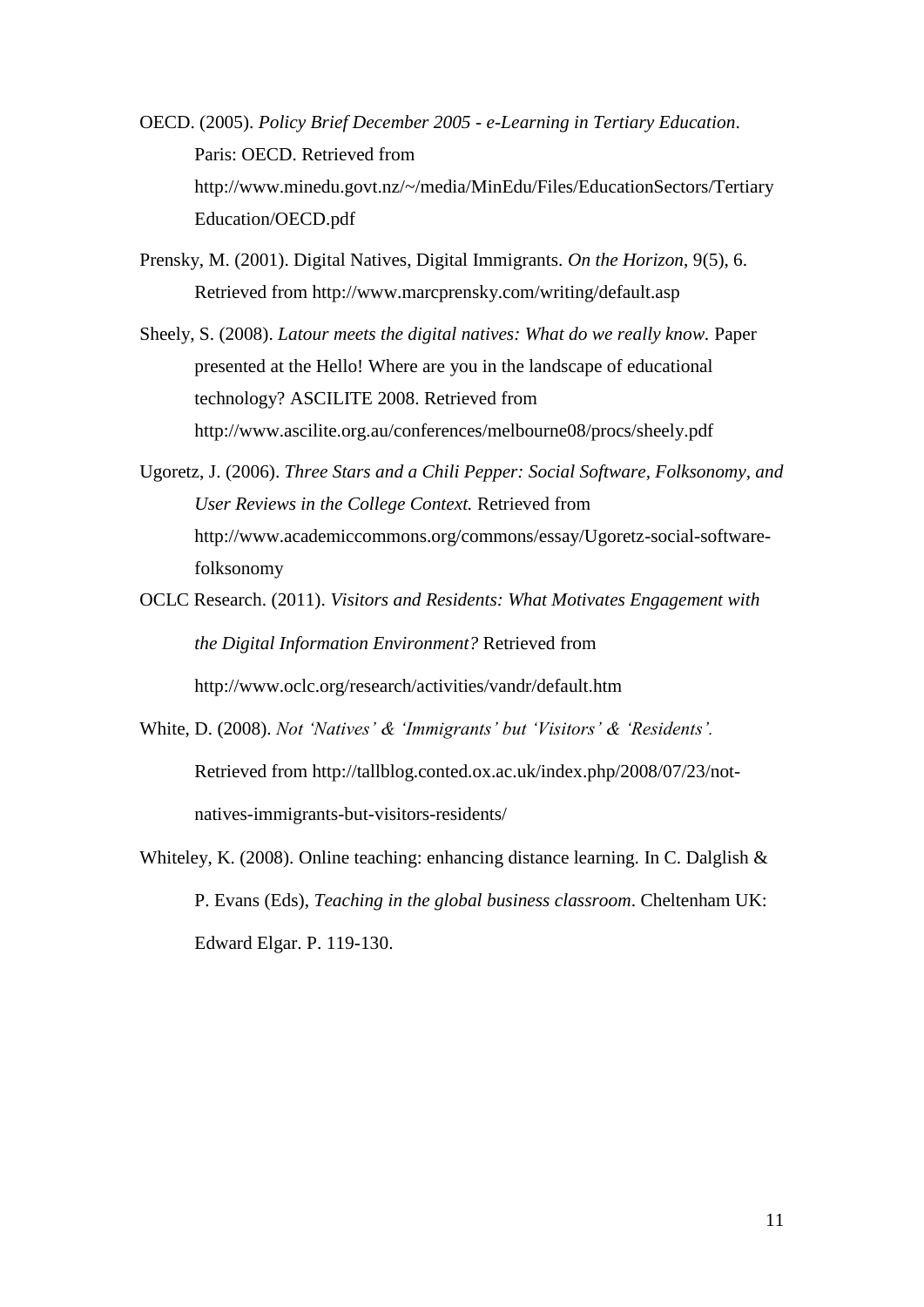OECD. (2005). *Policy Brief December 2005 - e-Learning in Tertiary Education*. Paris: OECD. Retrieved from http://www.minedu.govt.nz/~/media/MinEdu/Files/EducationSectors/TertiaryEducation/OECD.pdf

Prensky, M. (2001). Digital Natives, Digital Immigrants. *On the Horizon*, 9(5), 6. Retrieved from http://www.marcprensky.com/writing/default.asp

Sheely, S. (2008). *Latour meets the digital natives: What do we really know.* Paper presented at the Hello! Where are you in the landscape of educational technology? ASCILITE 2008. Retrieved from http://www.ascilite.org.au/conferences/melbourne08/procs/sheely.pdf

Ugoretz, J. (2006). *Three Stars and a Chili Pepper: Social Software, Folksonomy, and User Reviews in the College Context.* Retrieved from http://www.academiccommons.org/commons/essay/Ugoretz-social-software-folksonomy

OCLC Research. (2011). *Visitors and Residents: What Motivates Engagement with the Digital Information Environment?* Retrieved from http://www.oclc.org/research/activities/vandr/default.htm

White, D. (2008). *Not 'Natives' & 'Immigrants' but 'Visitors' & 'Residents'.* Retrieved from http://tallblog.conted.ox.ac.uk/index.php/2008/07/23/not-natives-immigrants-but-visitors-residents/

Whiteley, K. (2008). Online teaching: enhancing distance learning. In C. Dalglish & P. Evans (Eds), *Teaching in the global business classroom*. Cheltenham UK: Edward Elgar. P. 119-130.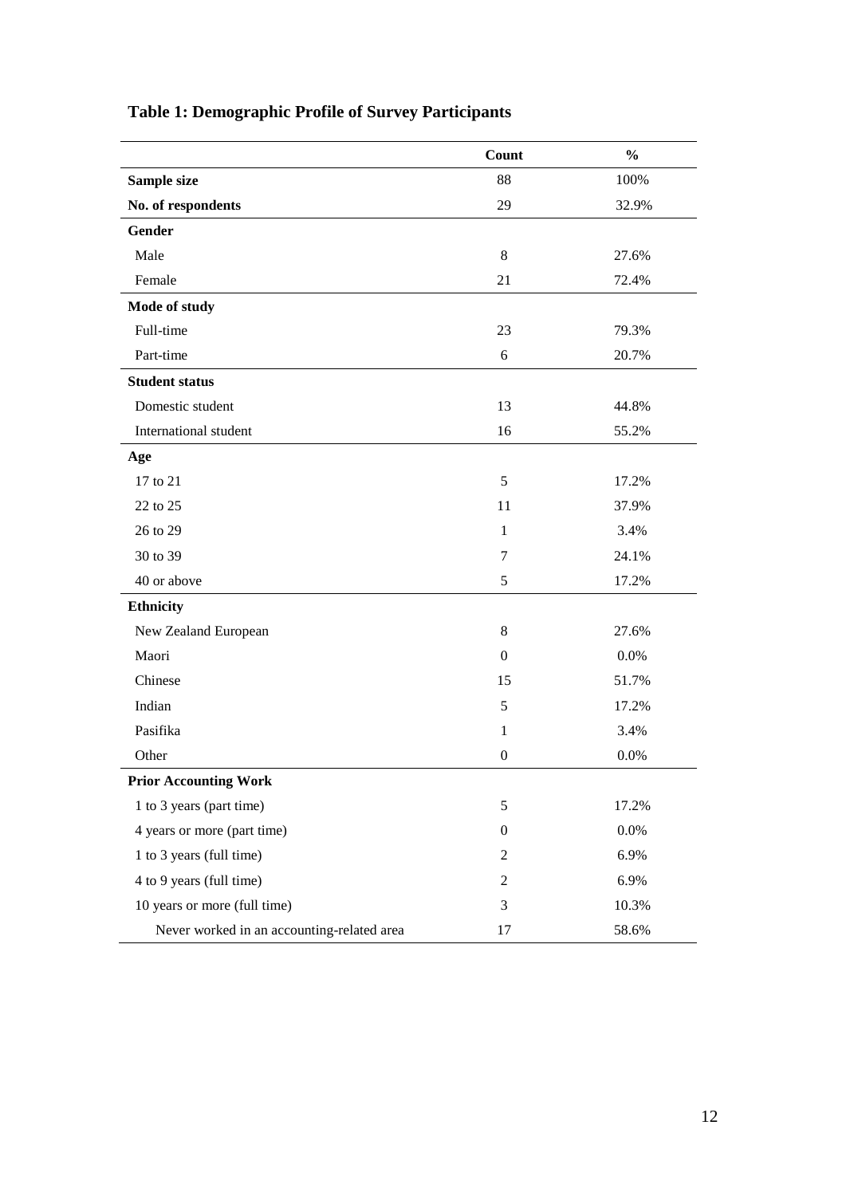**Table 1: Demographic Profile of Survey Participants**

| | Count | % |
|---|---|---|
| **Sample size** | 88 | 100% |
| **No. of respondents** | 29 | 32.9% |
| **Gender** | | |
| Male | 8 | 27.6% |
| Female | 21 | 72.4% |
| **Mode of study** | | |
| Full-time | 23 | 79.3% |
| Part-time | 6 | 20.7% |
| **Student status** | | |
| Domestic student | 13 | 44.8% |
| International student | 16 | 55.2% |
| **Age** | | |
| 17 to 21 | 5 | 17.2% |
| 22 to 25 | 11 | 37.9% |
| 26 to 29 | 1 | 3.4% |
| 30 to 39 | 7 | 24.1% |
| 40 or above | 5 | 17.2% |
| **Ethnicity** | | |
| New Zealand European | 8 | 27.6% |
| Maori | 0 | 0.0% |
| Chinese | 15 | 51.7% |
| Indian | 5 | 17.2% |
| Pasifika | 1 | 3.4% |
| Other | 0 | 0.0% |
| **Prior Accounting Work** | | |
| 1 to 3 years (part time) | 5 | 17.2% |
| 4 years or more (part time) | 0 | 0.0% |
| 1 to 3 years (full time) | 2 | 6.9% |
| 4 to 9 years (full time) | 2 | 6.9% |
| 10 years or more (full time) | 3 | 10.3% |
| Never worked in an accounting-related area | 17 | 58.6% |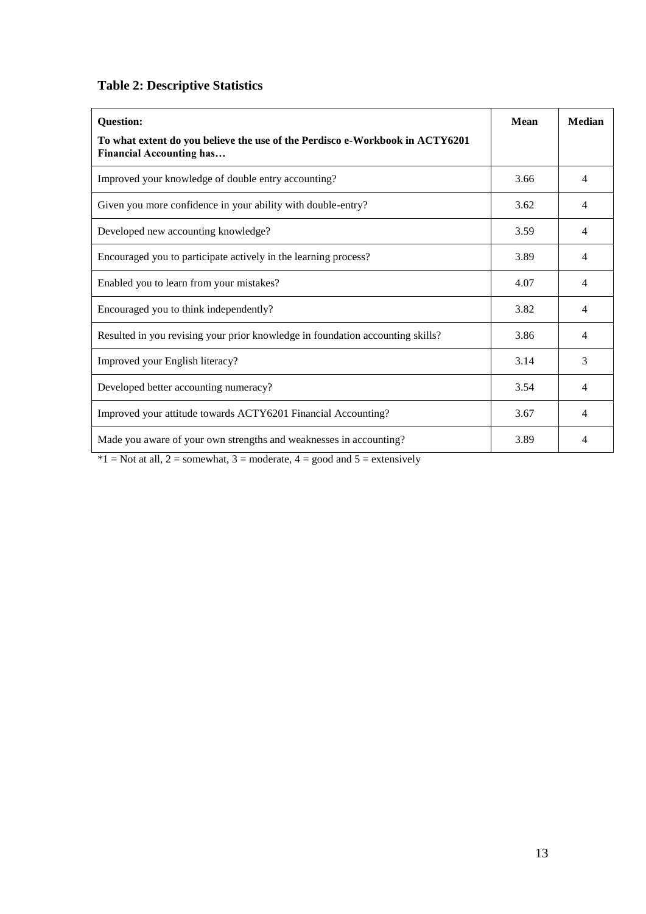## Table 2: Descriptive Statistics

| **Question:**<br>**To what extent do you believe the use of the Perdisco e-Workbook in ACTY6201 Financial Accounting has…** | **Mean** | **Median** |
|---|---|---|
| Improved your knowledge of double entry accounting? | 3.66 | 4 |
| Given you more confidence in your ability with double-entry? | 3.62 | 4 |
| Developed new accounting knowledge? | 3.59 | 4 |
| Encouraged you to participate actively in the learning process? | 3.89 | 4 |
| Enabled you to learn from your mistakes? | 4.07 | 4 |
| Encouraged you to think independently? | 3.82 | 4 |
| Resulted in you revising your prior knowledge in foundation accounting skills? | 3.86 | 4 |
| Improved your English literacy? | 3.14 | 3 |
| Developed better accounting numeracy? | 3.54 | 4 |
| Improved your attitude towards ACTY6201 Financial Accounting? | 3.67 | 4 |
| Made you aware of your own strengths and weaknesses in accounting? | 3.89 | 4 |

*1 = Not at all, 2 = somewhat, 3 = moderate, 4 = good and 5 = extensively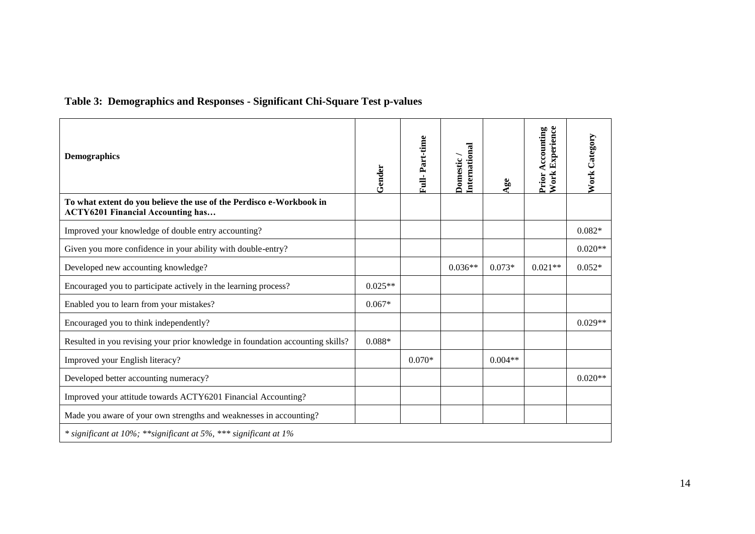## Table 3: Demographics and Responses - Significant Chi-Square Test p-values

| Demographics | Gender | Full- Part-time | Domestic / International | Age | Prior Accounting Work Experience | Work Category |
|---|---|---|---|---|---|---|
| **To what extent do you believe the use of the Perdisco e-Workbook in ACTY6201 Financial Accounting has…** | | | | | | |
| Improved your knowledge of double entry accounting? | | | | | | 0.082* |
| Given you more confidence in your ability with double-entry? | | | | | | 0.020** |
| Developed new accounting knowledge? | | | 0.036** | 0.073* | 0.021** | 0.052* |
| Encouraged you to participate actively in the learning process? | 0.025** | | | | | |
| Enabled you to learn from your mistakes? | 0.067* | | | | | |
| Encouraged you to think independently? | | | | | | 0.029** |
| Resulted in you revising your prior knowledge in foundation accounting skills? | 0.088* | | | | | |
| Improved your English literacy? | | 0.070* | | 0.004** | | |
| Developed better accounting numeracy? | | | | | | 0.020** |
| Improved your attitude towards ACTY6201 Financial Accounting? | | | | | | |
| Made you aware of your own strengths and weaknesses in accounting? | | | | | | |

*\* significant at 10%; \*\*significant at 5%, \*\*\* significant at 1%*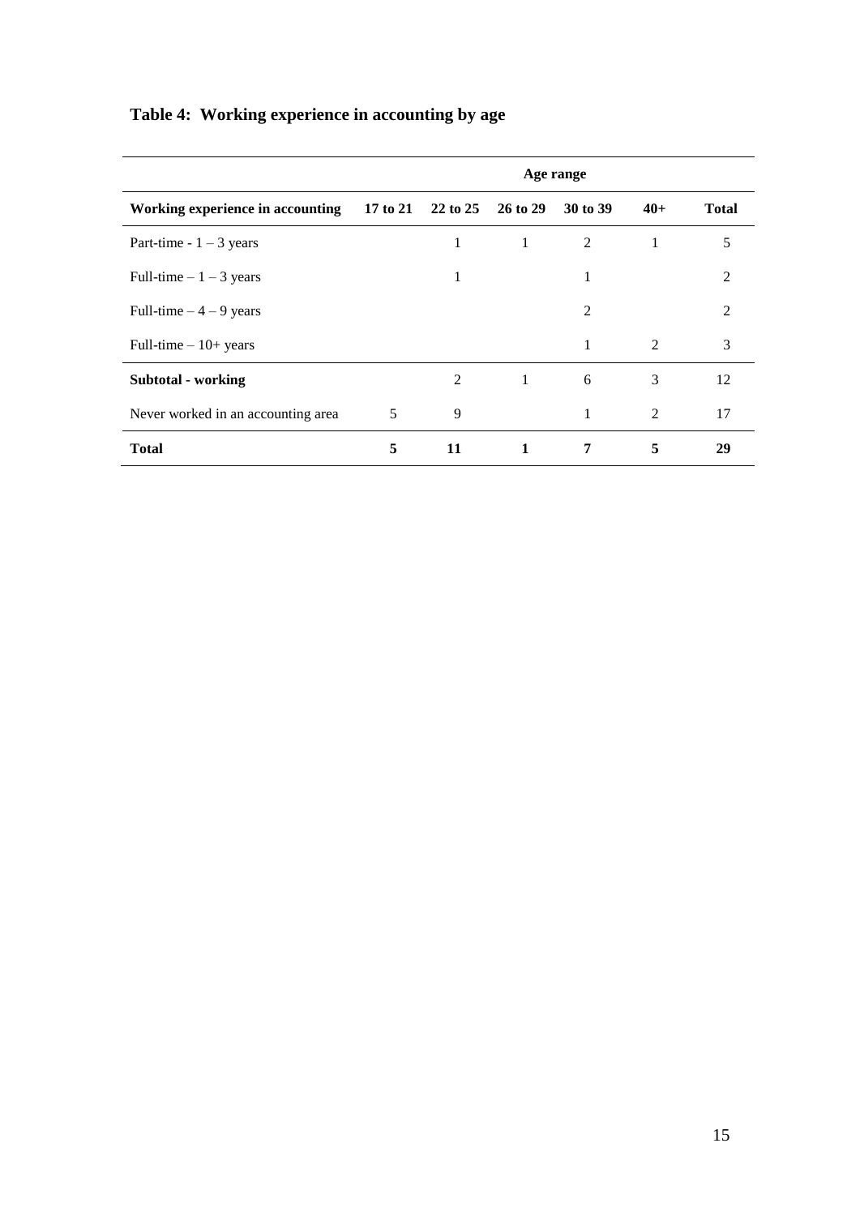**Table 4: Working experience in accounting by age**

| | Age range | | | | | |
|---|---|---|---|---|---|---|
| **Working experience in accounting** | **17 to 21** | **22 to 25** | **26 to 29** | **30 to 39** | **40+** | **Total** |
| Part-time - 1 – 3 years | | 1 | 1 | 2 | 1 | 5 |
| Full-time – 1 – 3 years | | 1 | | 1 | | 2 |
| Full-time – 4 – 9 years | | | | 2 | | 2 |
| Full-time – 10+ years | | | | 1 | 2 | 3 |
| **Subtotal - working** | | 2 | 1 | 6 | 3 | 12 |
| Never worked in an accounting area | 5 | 9 | | 1 | 2 | 17 |
| **Total** | **5** | **11** | **1** | **7** | **5** | **29** |